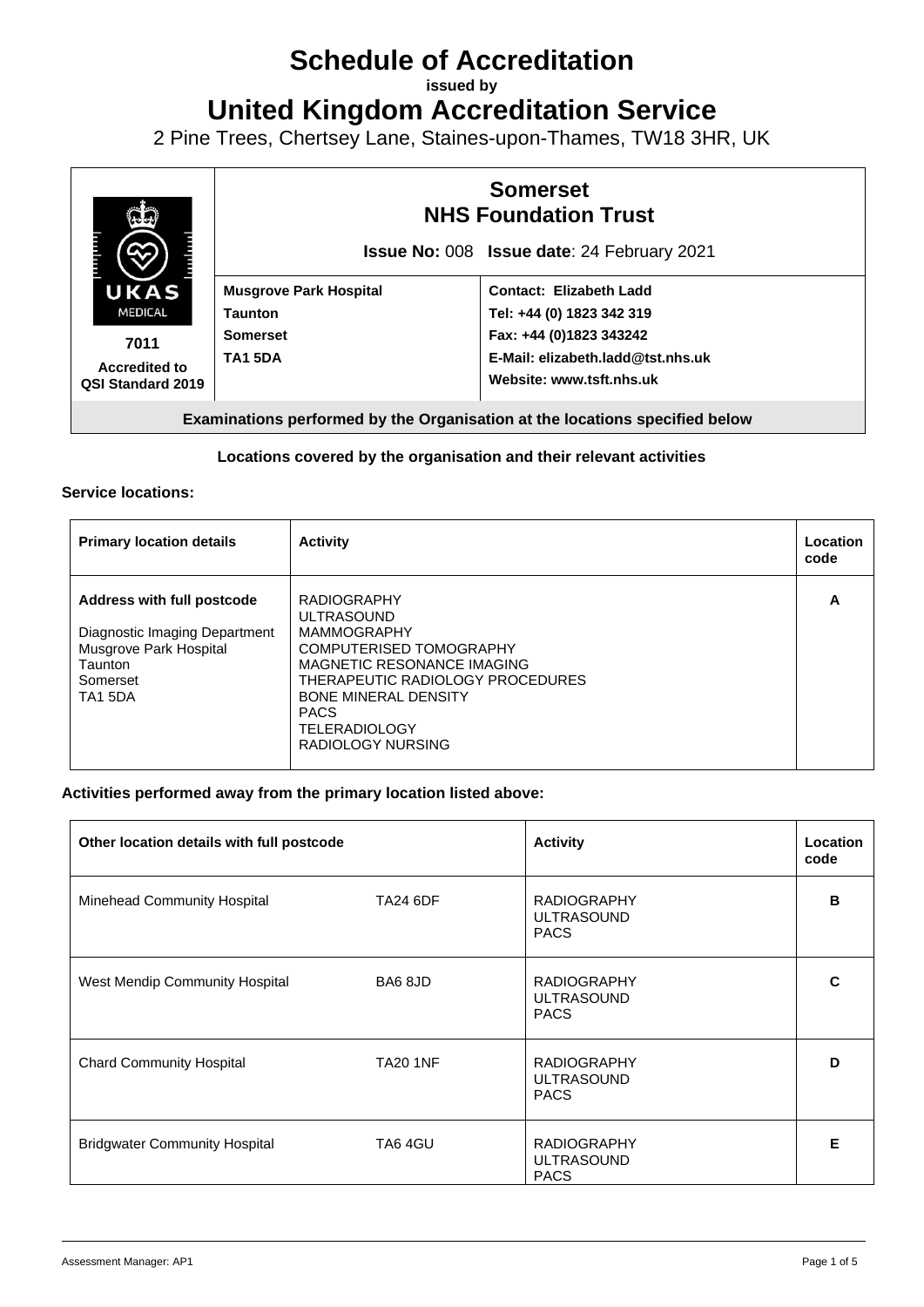# Schedule of Accreditation

**issued by**

# United Kingdom Accreditation Service

2 Pine Trees, Chertsey Lane, Staines-upon-Thames, TW18 3HR, UK

| UKAS MEDICAL 7011 Accredited to QSI Standard 2019 | **Somerset NHS Foundation Trust** **Issue No:** 008 **Issue date**: 24 February 2021 | |
|---|---|---|
| | **Musgrove Park Hospital** **Taunton** **Somerset** **TA1 5DA** | **Contact: Elizabeth Ladd** **Tel: +44 (0) 1823 342 319** **Fax: +44 (0)1823 343242** **E-Mail: elizabeth.ladd@tst.nhs.uk** **Website: www.tsft.nhs.uk** |

**Examinations performed by the Organisation at the locations specified below**

**Locations covered by the organisation and their relevant activities**

**Service locations:**

| **Primary location details** | **Activity** | **Location code** |
|---|---|---|
| **Address with full postcode** Diagnostic Imaging Department Musgrove Park Hospital Taunton Somerset TA1 5DA | RADIOGRAPHY ULTRASOUND MAMMOGRAPHY COMPUTERISED TOMOGRAPHY MAGNETIC RESONANCE IMAGING THERAPEUTIC RADIOLOGY PROCEDURES BONE MINERAL DENSITY PACS TELERADIOLOGY RADIOLOGY NURSING | **A** |

**Activities performed away from the primary location listed above:**

| **Other location details with full postcode** | | **Activity** | **Location code** |
|---|---|---|---|
| Minehead Community Hospital | TA24 6DF | RADIOGRAPHY ULTRASOUND PACS | **B** |
| West Mendip Community Hospital | BA6 8JD | RADIOGRAPHY ULTRASOUND PACS | **C** |
| Chard Community Hospital | TA20 1NF | RADIOGRAPHY ULTRASOUND PACS | **D** |
| Bridgwater Community Hospital | TA6 4GU | RADIOGRAPHY ULTRASOUND PACS | **E** |

Assessment Manager: AP1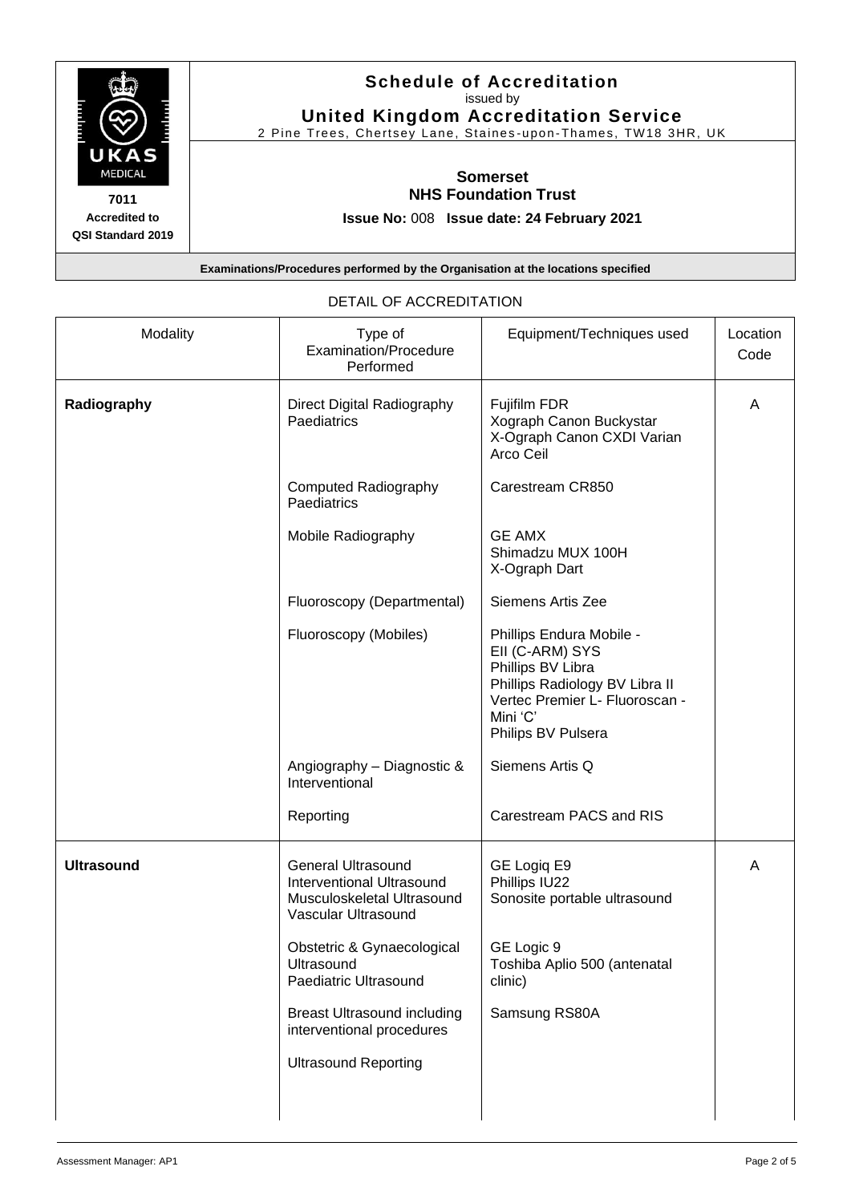**Schedule of Accreditation**
issued by
**United Kingdom Accreditation Service**
2 Pine Trees, Chertsey Lane, Staines-upon-Thames, TW18 3HR, UK

**7011**
**Accredited to**
**QSI Standard 2019**

**Somerset**
**NHS Foundation Trust**

**Issue No:** 008 **Issue date: 24 February 2021**

**Examinations/Procedures performed by the Organisation at the locations specified**

DETAIL OF ACCREDITATION

| Modality | Type of Examination/Procedure Performed | Equipment/Techniques used | Location Code |
|---|---|---|---|
| **Radiography** | Direct Digital Radiography Paediatrics | Fujifilm FDR<br>Xograph Canon Buckystar<br>X-Ograph Canon CXDI Varian Arco Ceil | A |
| | Computed Radiography Paediatrics | Carestream CR850 | |
| | Mobile Radiography | GE AMX<br>Shimadzu MUX 100H<br>X-Ograph Dart | |
| | Fluoroscopy (Departmental) | Siemens Artis Zee | |
| | Fluoroscopy (Mobiles) | Phillips Endura Mobile - EII (C-ARM) SYS<br>Phillips BV Libra<br>Phillips Radiology BV Libra II<br>Vertec Premier L- Fluoroscan - Mini 'C'<br>Philips BV Pulsera | |
| | Angiography – Diagnostic & Interventional | Siemens Artis Q | |
| | Reporting | Carestream PACS and RIS | |
| **Ultrasound** | General Ultrasound<br>Interventional Ultrasound<br>Musculoskeletal Ultrasound<br>Vascular Ultrasound | GE Logiq E9<br>Phillips IU22<br>Sonosite portable ultrasound | A |
| | Obstetric & Gynaecological Ultrasound<br>Paediatric Ultrasound | GE Logic 9<br>Toshiba Aplio 500 (antenatal clinic) | |
| | Breast Ultrasound including interventional procedures | Samsung RS80A | |
| | Ultrasound Reporting | | |

Assessment Manager: AP1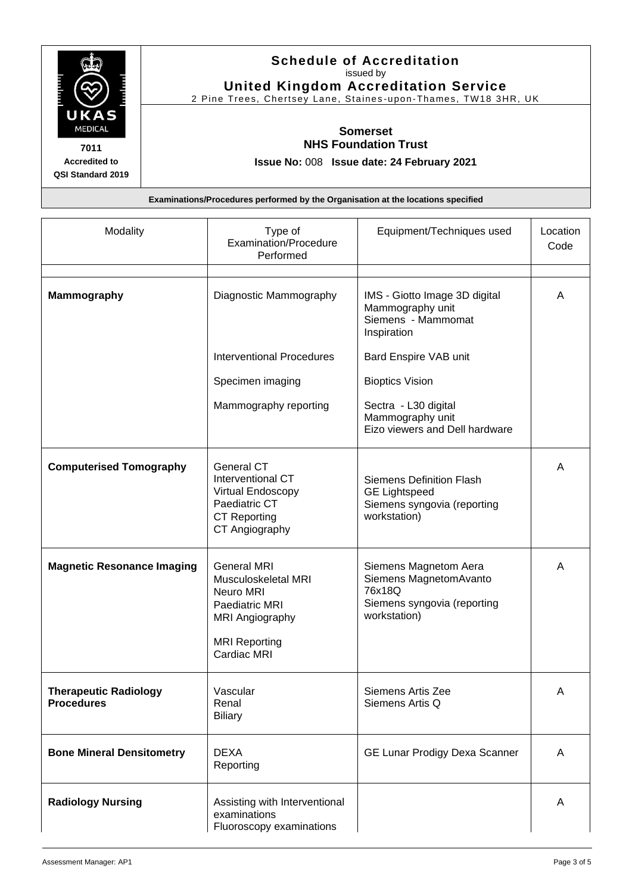**Schedule of Accreditation**
issued by
**United Kingdom Accreditation Service**
2 Pine Trees, Chertsey Lane, Staines-upon-Thames, TW18 3HR, UK

UKAS MEDICAL

**7011**
**Accredited to**
**QSI Standard 2019**

**Somerset**
**NHS Foundation Trust**

**Issue No:** 008 **Issue date: 24 February 2021**

**Examinations/Procedures performed by the Organisation at the locations specified**

| Modality | Type of Examination/Procedure Performed | Equipment/Techniques used | Location Code |
|---|---|---|---|
| | | | |
| **Mammography** | Diagnostic Mammography | IMS - Giotto Image 3D digital Mammography unit<br>Siemens - Mammomat Inspiration | A |
| | Interventional Procedures | Bard Enspire VAB unit | |
| | Specimen imaging | Bioptics Vision | |
| | Mammography reporting | Sectra - L30 digital Mammography unit<br>Eizo viewers and Dell hardware | |
| **Computerised Tomography** | General CT<br>Interventional CT<br>Virtual Endoscopy<br>Paediatric CT<br>CT Reporting<br>CT Angiography | Siemens Definition Flash<br>GE Lightspeed<br>Siemens syngovia (reporting workstation) | A |
| **Magnetic Resonance Imaging** | General MRI<br>Musculoskeletal MRI<br>Neuro MRI<br>Paediatric MRI<br>MRI Angiography<br><br>MRI Reporting<br>Cardiac MRI | Siemens Magnetom Aera<br>Siemens MagnetomAvanto 76x18Q<br>Siemens syngovia (reporting workstation) | A |
| **Therapeutic Radiology Procedures** | Vascular<br>Renal<br>Biliary | Siemens Artis Zee<br>Siemens Artis Q | A |
| **Bone Mineral Densitometry** | DEXA<br>Reporting | GE Lunar Prodigy Dexa Scanner | A |
| **Radiology Nursing** | Assisting with Interventional examinations<br>Fluoroscopy examinations | | A |

Assessment Manager: AP1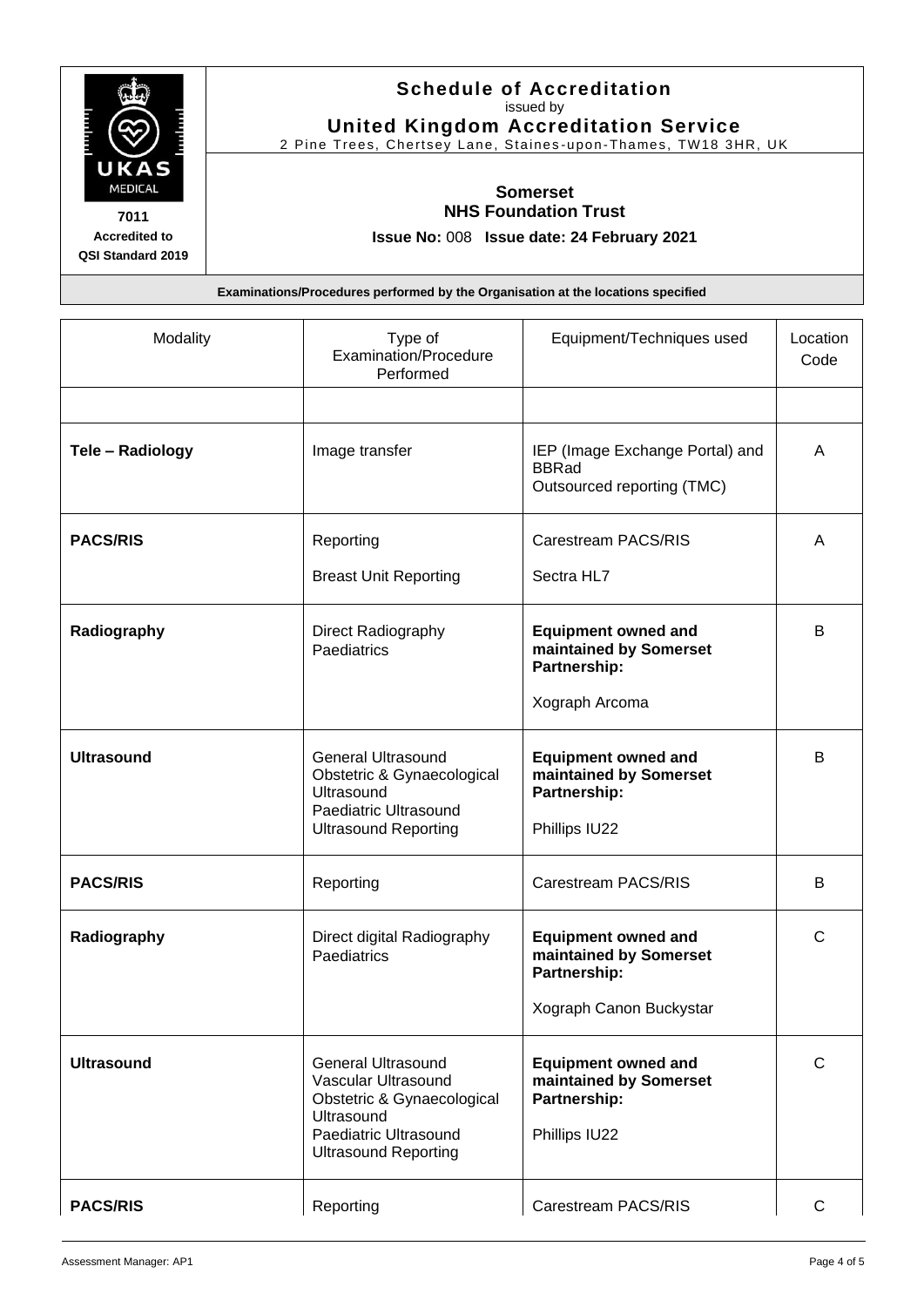UKAS MEDICAL

7011
Accredited to
QSI Standard 2019

# Schedule of Accreditation

issued by

**United Kingdom Accreditation Service**

2 Pine Trees, Chertsey Lane, Staines-upon-Thames, TW18 3HR, UK

**Somerset**
**NHS Foundation Trust**

**Issue No:** 008 **Issue date: 24 February 2021**

**Examinations/Procedures performed by the Organisation at the locations specified**

| Modality | Type of Examination/Procedure Performed | Equipment/Techniques used | Location Code |
|---|---|---|---|
| | | | |
| **Tele – Radiology** | Image transfer | IEP (Image Exchange Portal) and BBRad<br>Outsourced reporting (TMC) | A |
| **PACS/RIS** | Reporting<br><br>Breast Unit Reporting | Carestream PACS/RIS<br><br>Sectra HL7 | A |
| **Radiography** | Direct Radiography<br>Paediatrics | **Equipment owned and maintained by Somerset Partnership:**<br><br>Xograph Arcoma | B |
| **Ultrasound** | General Ultrasound<br>Obstetric & Gynaecological Ultrasound<br>Paediatric Ultrasound<br>Ultrasound Reporting | **Equipment owned and maintained by Somerset Partnership:**<br><br>Phillips IU22 | B |
| **PACS/RIS** | Reporting | Carestream PACS/RIS | B |
| **Radiography** | Direct digital Radiography<br>Paediatrics | **Equipment owned and maintained by Somerset Partnership:**<br><br>Xograph Canon Buckystar | C |
| **Ultrasound** | General Ultrasound<br>Vascular Ultrasound<br>Obstetric & Gynaecological Ultrasound<br>Paediatric Ultrasound<br>Ultrasound Reporting | **Equipment owned and maintained by Somerset Partnership:**<br><br>Phillips IU22 | C |
| **PACS/RIS** | Reporting | Carestream PACS/RIS | C |

Assessment Manager: AP1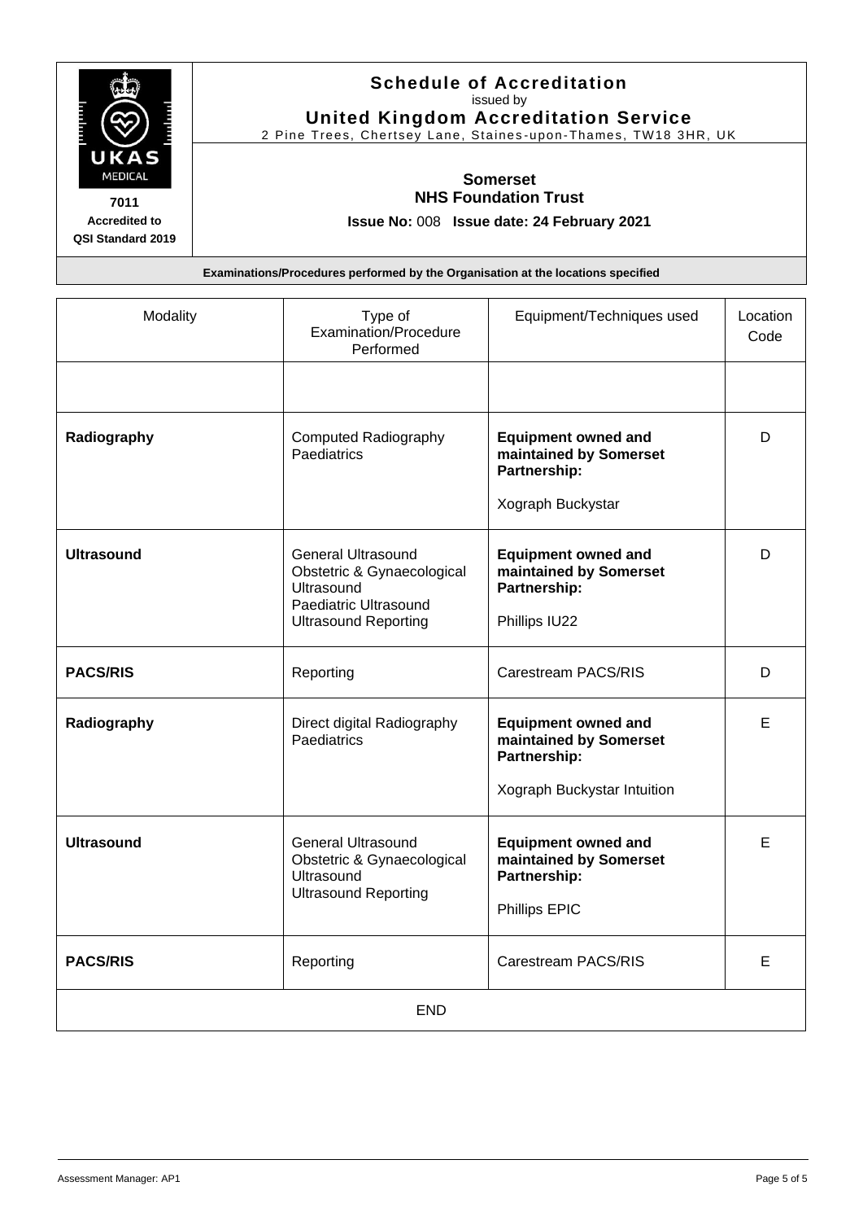**Schedule of Accreditation**
issued by
**United Kingdom Accreditation Service**
2 Pine Trees, Chertsey Lane, Staines-upon-Thames, TW18 3HR, UK

**7011**
**Accredited to**
**QSI Standard 2019**

**Somerset**
**NHS Foundation Trust**

**Issue No:** 008 **Issue date: 24 February 2021**

**Examinations/Procedures performed by the Organisation at the locations specified**

| Modality | Type of Examination/Procedure Performed | Equipment/Techniques used | Location Code |
|---|---|---|---|
| | | | |
| **Radiography** | Computed Radiography<br>Paediatrics | **Equipment owned and maintained by Somerset Partnership:**<br><br>Xograph Buckystar | D |
| **Ultrasound** | General Ultrasound<br>Obstetric & Gynaecological Ultrasound<br>Paediatric Ultrasound<br>Ultrasound Reporting | **Equipment owned and maintained by Somerset Partnership:**<br><br>Phillips IU22 | D |
| **PACS/RIS** | Reporting | Carestream PACS/RIS | D |
| **Radiography** | Direct digital Radiography<br>Paediatrics | **Equipment owned and maintained by Somerset Partnership:**<br><br>Xograph Buckystar Intuition | E |
| **Ultrasound** | General Ultrasound<br>Obstetric & Gynaecological Ultrasound<br>Ultrasound Reporting | **Equipment owned and maintained by Somerset Partnership:**<br><br>Phillips EPIC | E |
| **PACS/RIS** | Reporting | Carestream PACS/RIS | E |
| END | | | |

Assessment Manager: AP1